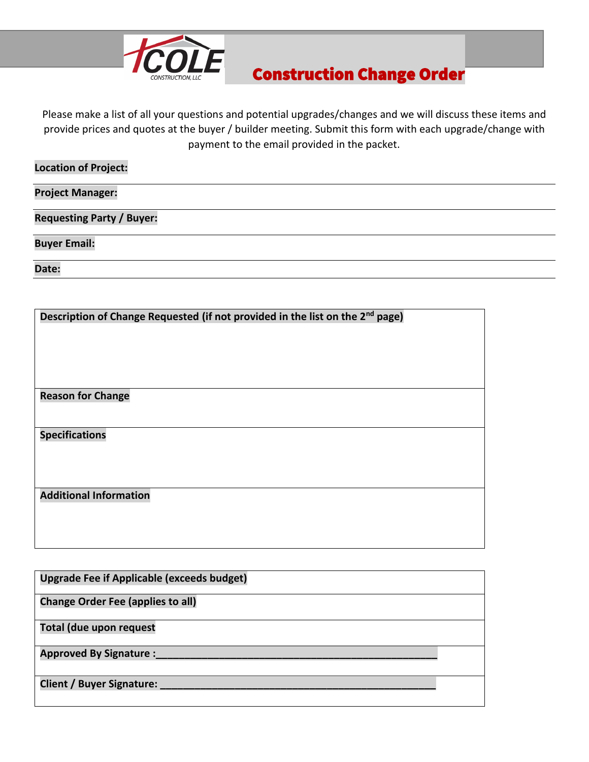# Construction Change Order

COLE CONSTRUCTION, LLC

Please make a list of all your questions and potential upgrades/changes and we will discuss these items and provide prices and quotes at the buyer / builder meeting. Submit this form with each upgrade/change with payment to the email provided in the packet.

**Location of Project:**

**Project Manager:**

**Requesting Party / Buyer:**

**Buyer Email:**

**Date:**

| **Description of Change Requested (if not provided in the list on the 2nd page)** |
|---|
| **Reason for Change** |
| **Specifications** |
| **Additional Information** |

| **Upgrade Fee if Applicable (exceeds budget)** |
|---|
| **Change Order Fee (applies to all)** |
| **Total (due upon request** |
| **Approved By Signature :**_______________________________________________ |
| **Client / Buyer Signature:** _______________________________________________ |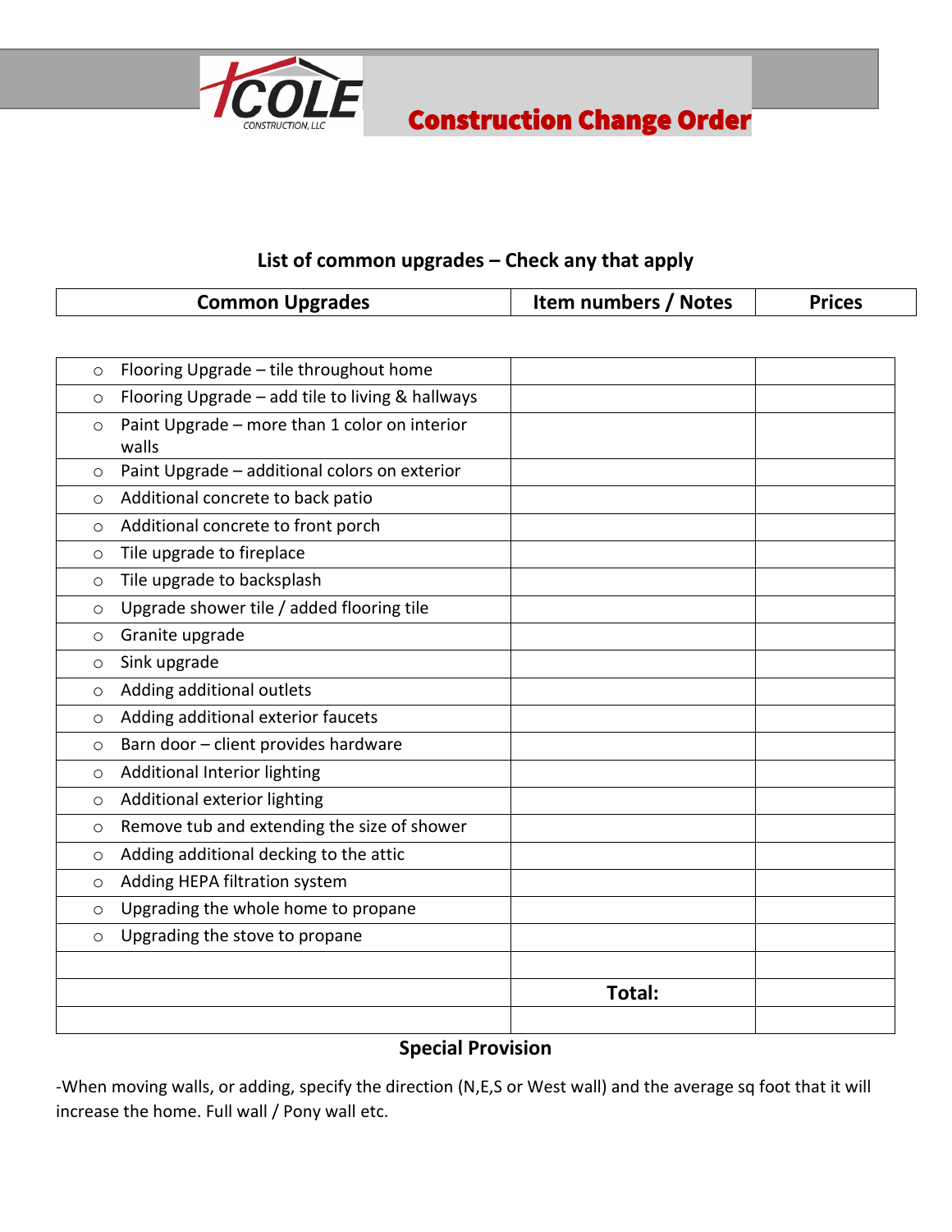**COLE CONSTRUCTION, LLC**

# Construction Change Order

## List of common upgrades – Check any that apply

| Common Upgrades | Item numbers / Notes | Prices |
|---|---|---|
| ○ Flooring Upgrade – tile throughout home | | |
| ○ Flooring Upgrade – add tile to living & hallways | | |
| ○ Paint Upgrade – more than 1 color on interior walls | | |
| ○ Paint Upgrade – additional colors on exterior | | |
| ○ Additional concrete to back patio | | |
| ○ Additional concrete to front porch | | |
| ○ Tile upgrade to fireplace | | |
| ○ Tile upgrade to backsplash | | |
| ○ Upgrade shower tile / added flooring tile | | |
| ○ Granite upgrade | | |
| ○ Sink upgrade | | |
| ○ Adding additional outlets | | |
| ○ Adding additional exterior faucets | | |
| ○ Barn door – client provides hardware | | |
| ○ Additional Interior lighting | | |
| ○ Additional exterior lighting | | |
| ○ Remove tub and extending the size of shower | | |
| ○ Adding additional decking to the attic | | |
| ○ Adding HEPA filtration system | | |
| ○ Upgrading the whole home to propane | | |
| ○ Upgrading the stove to propane | | |
| | | |
| | **Total:** | |
| | | |

### Special Provision

-When moving walls, or adding, specify the direction (N,E,S or West wall) and the average sq foot that it will increase the home. Full wall / Pony wall etc.